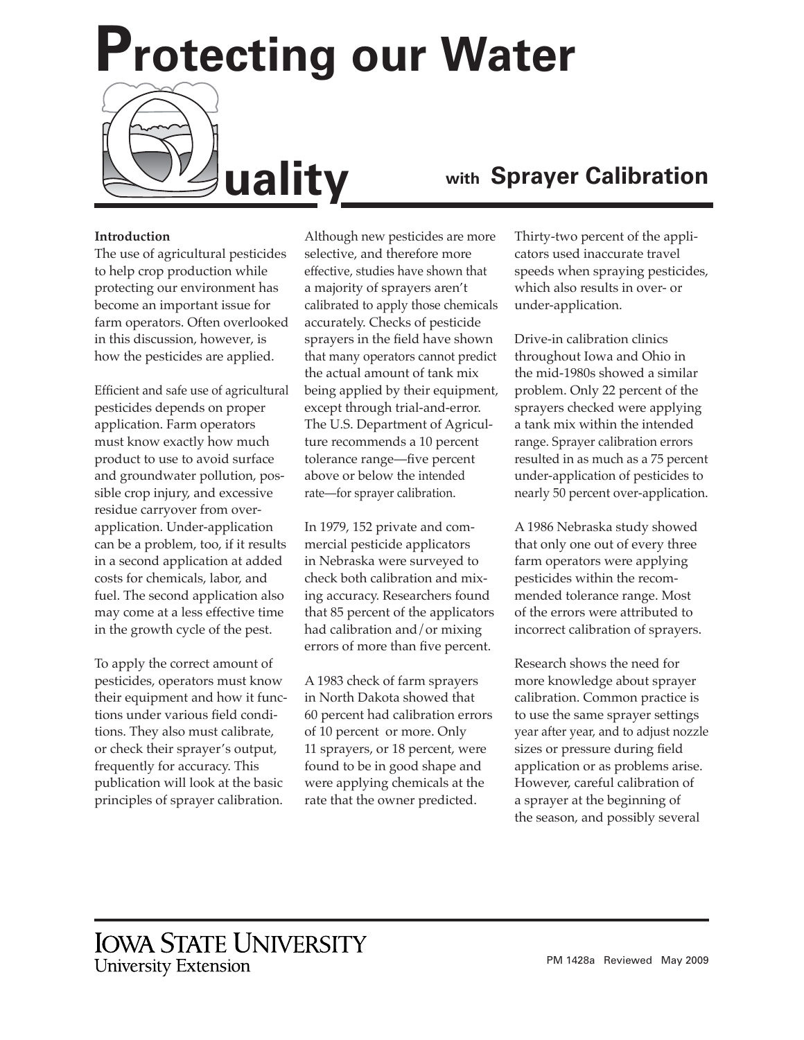# Protecting our Water Quality with Sprayer Calibration

**Introduction**

The use of agricultural pesticides to help crop production while protecting our environment has become an important issue for farm operators. Often overlooked in this discussion, however, is how the pesticides are applied.

Efficient and safe use of agricultural pesticides depends on proper application. Farm operators must know exactly how much product to use to avoid surface and groundwater pollution, possible crop injury, and excessive residue carryover from over-application. Under-application can be a problem, too, if it results in a second application at added costs for chemicals, labor, and fuel. The second application also may come at a less effective time in the growth cycle of the pest.

To apply the correct amount of pesticides, operators must know their equipment and how it functions under various field conditions. They also must calibrate, or check their sprayer's output, frequently for accuracy. This publication will look at the basic principles of sprayer calibration.

Although new pesticides are more selective, and therefore more effective, studies have shown that a majority of sprayers aren't calibrated to apply those chemicals accurately. Checks of pesticide sprayers in the field have shown that many operators cannot predict the actual amount of tank mix being applied by their equipment, except through trial-and-error. The U.S. Department of Agriculture recommends a 10 percent tolerance range—five percent above or below the intended rate—for sprayer calibration.

In 1979, 152 private and commercial pesticide applicators in Nebraska were surveyed to check both calibration and mixing accuracy. Researchers found that 85 percent of the applicators had calibration and/or mixing errors of more than five percent.

A 1983 check of farm sprayers in North Dakota showed that 60 percent had calibration errors of 10 percent or more. Only 11 sprayers, or 18 percent, were found to be in good shape and were applying chemicals at the rate that the owner predicted.

Thirty-two percent of the applicators used inaccurate travel speeds when spraying pesticides, which also results in over- or under-application.

Drive-in calibration clinics throughout Iowa and Ohio in the mid-1980s showed a similar problem. Only 22 percent of the sprayers checked were applying a tank mix within the intended range. Sprayer calibration errors resulted in as much as a 75 percent under-application of pesticides to nearly 50 percent over-application.

A 1986 Nebraska study showed that only one out of every three farm operators were applying pesticides within the recommended tolerance range. Most of the errors were attributed to incorrect calibration of sprayers.

Research shows the need for more knowledge about sprayer calibration. Common practice is to use the same sprayer settings year after year, and to adjust nozzle sizes or pressure during field application or as problems arise. However, careful calibration of a sprayer at the beginning of the season, and possibly several

IOWA STATE UNIVERSITY
University Extension

PM 1428a Reviewed May 2009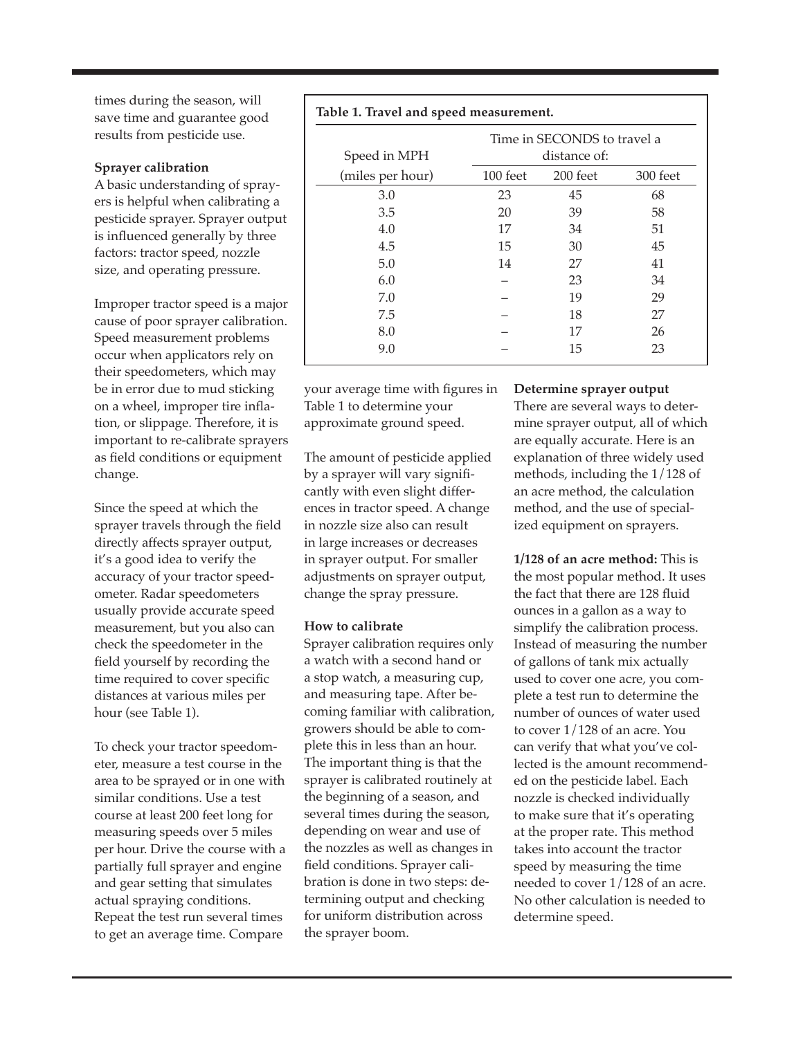times during the season, will save time and guarantee good results from pesticide use.

**Sprayer calibration**

A basic understanding of sprayers is helpful when calibrating a pesticide sprayer. Sprayer output is influenced generally by three factors: tractor speed, nozzle size, and operating pressure.

Improper tractor speed is a major cause of poor sprayer calibration. Speed measurement problems occur when applicators rely on their speedometers, which may be in error due to mud sticking on a wheel, improper tire inflation, or slippage. Therefore, it is important to re-calibrate sprayers as field conditions or equipment change.

Since the speed at which the sprayer travels through the field directly affects sprayer output, it's a good idea to verify the accuracy of your tractor speedometer. Radar speedometers usually provide accurate speed measurement, but you also can check the speedometer in the field yourself by recording the time required to cover specific distances at various miles per hour (see Table 1).

**Table 1. Travel and speed measurement.**

| Speed in MPH (miles per hour) | Time in SECONDS to travel a distance of: 100 feet | 200 feet | 300 feet |
|---|---|---|---|
| 3.0 | 23 | 45 | 68 |
| 3.5 | 20 | 39 | 58 |
| 4.0 | 17 | 34 | 51 |
| 4.5 | 15 | 30 | 45 |
| 5.0 | 14 | 27 | 41 |
| 6.0 | – | 23 | 34 |
| 7.0 | – | 19 | 29 |
| 7.5 | – | 18 | 27 |
| 8.0 | – | 17 | 26 |
| 9.0 | – | 15 | 23 |

To check your tractor speedometer, measure a test course in the area to be sprayed or in one with similar conditions. Use a test course at least 200 feet long for measuring speeds over 5 miles per hour. Drive the course with a partially full sprayer and engine and gear setting that simulates actual spraying conditions. Repeat the test run several times to get an average time. Compare your average time with figures in Table 1 to determine your approximate ground speed.

The amount of pesticide applied by a sprayer will vary significantly with even slight differences in tractor speed. A change in nozzle size also can result in large increases or decreases in sprayer output. For smaller adjustments on sprayer output, change the spray pressure.

**How to calibrate**

Sprayer calibration requires only a watch with a second hand or a stop watch, a measuring cup, and measuring tape. After becoming familiar with calibration, growers should be able to complete this in less than an hour. The important thing is that the sprayer is calibrated routinely at the beginning of a season, and several times during the season, depending on wear and use of the nozzles as well as changes in field conditions. Sprayer calibration is done in two steps: determining output and checking for uniform distribution across the sprayer boom.

**Determine sprayer output**

There are several ways to determine sprayer output, all of which are equally accurate. Here is an explanation of three widely used methods, including the 1/128 of an acre method, the calculation method, and the use of specialized equipment on sprayers.

**1/128 of an acre method:** This is the most popular method. It uses the fact that there are 128 fluid ounces in a gallon as a way to simplify the calibration process. Instead of measuring the number of gallons of tank mix actually used to cover one acre, you complete a test run to determine the number of ounces of water used to cover 1/128 of an acre. You can verify that what you've collected is the amount recommended on the pesticide label. Each nozzle is checked individually to make sure that it's operating at the proper rate. This method takes into account the tractor speed by measuring the time needed to cover 1/128 of an acre. No other calculation is needed to determine speed.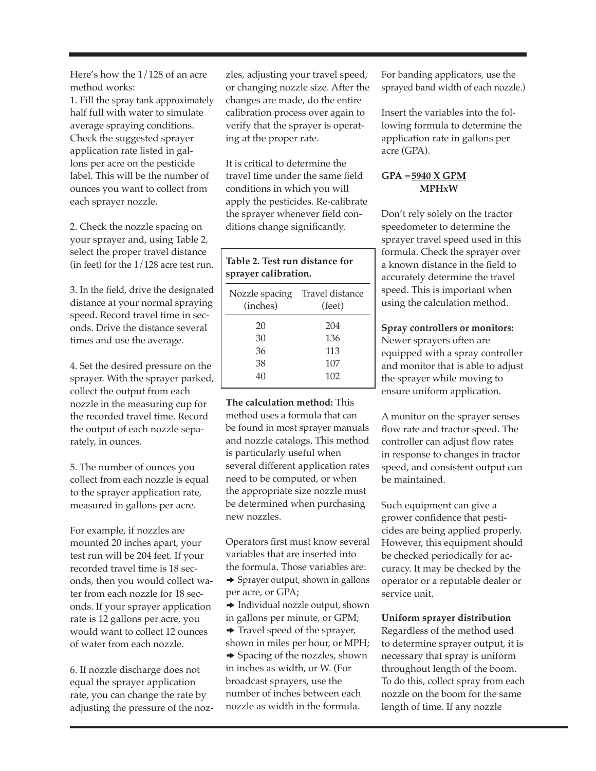Here's how the 1/128 of an acre method works:

1. Fill the spray tank approximately half full with water to simulate average spraying conditions. Check the suggested sprayer application rate listed in gallons per acre on the pesticide label. This will be the number of ounces you want to collect from each sprayer nozzle.

2. Check the nozzle spacing on your sprayer and, using Table 2, select the proper travel distance (in feet) for the 1/128 acre test run.

3. In the field, drive the designated distance at your normal spraying speed. Record travel time in seconds. Drive the distance several times and use the average.

4. Set the desired pressure on the sprayer. With the sprayer parked, collect the output from each nozzle in the measuring cup for the recorded travel time. Record the output of each nozzle separately, in ounces.

5. The number of ounces you collect from each nozzle is equal to the sprayer application rate, measured in gallons per acre.

For example, if nozzles are mounted 20 inches apart, your test run will be 204 feet. If your recorded travel time is 18 seconds, then you would collect water from each nozzle for 18 seconds. If your sprayer application rate is 12 gallons per acre, you would want to collect 12 ounces of water from each nozzle.

6. If nozzle discharge does not equal the sprayer application rate, you can change the rate by adjusting the pressure of the nozzles, adjusting your travel speed, or changing nozzle size. After the changes are made, do the entire calibration process over again to verify that the sprayer is operating at the proper rate.

It is critical to determine the travel time under the same field conditions in which you will apply the pesticides. Re-calibrate the sprayer whenever field conditions change significantly.

**Table 2. Test run distance for sprayer calibration.**

| Nozzle spacing (inches) | Travel distance (feet) |
|---|---|
| 20 | 204 |
| 30 | 136 |
| 36 | 113 |
| 38 | 107 |
| 40 | 102 |

**The calculation method:** This method uses a formula that can be found in most sprayer manuals and nozzle catalogs. This method is particularly useful when several different application rates need to be computed, or when the appropriate size nozzle must be determined when purchasing new nozzles.

Operators first must know several variables that are inserted into the formula. Those variables are:

- ➡ Sprayer output, shown in gallons per acre, or GPA;
- ➡ Individual nozzle output, shown in gallons per minute, or GPM;
- ➡ Travel speed of the sprayer, shown in miles per hour, or MPH;
- ➡ Spacing of the nozzles, shown in inches as width, or W. (For broadcast sprayers, use the number of inches between each nozzle as width in the formula. For banding applicators, use the sprayed band width of each nozzle.)

Insert the variables into the following formula to determine the application rate in gallons per acre (GPA).

$$GPA = \frac{5940 \times GPM}{MPH \times W}$$

Don't rely solely on the tractor speedometer to determine the sprayer travel speed used in this formula. Check the sprayer over a known distance in the field to accurately determine the travel speed. This is important when using the calculation method.

**Spray controllers or monitors:** Newer sprayers often are equipped with a spray controller and monitor that is able to adjust the sprayer while moving to ensure uniform application.

A monitor on the sprayer senses flow rate and tractor speed. The controller can adjust flow rates in response to changes in tractor speed, and consistent output can be maintained.

Such equipment can give a grower confidence that pesticides are being applied properly. However, this equipment should be checked periodically for accuracy. It may be checked by the operator or a reputable dealer or service unit.

**Uniform sprayer distribution**

Regardless of the method used to determine sprayer output, it is necessary that spray is uniform throughout length of the boom. To do this, collect spray from each nozzle on the boom for the same length of time. If any nozzle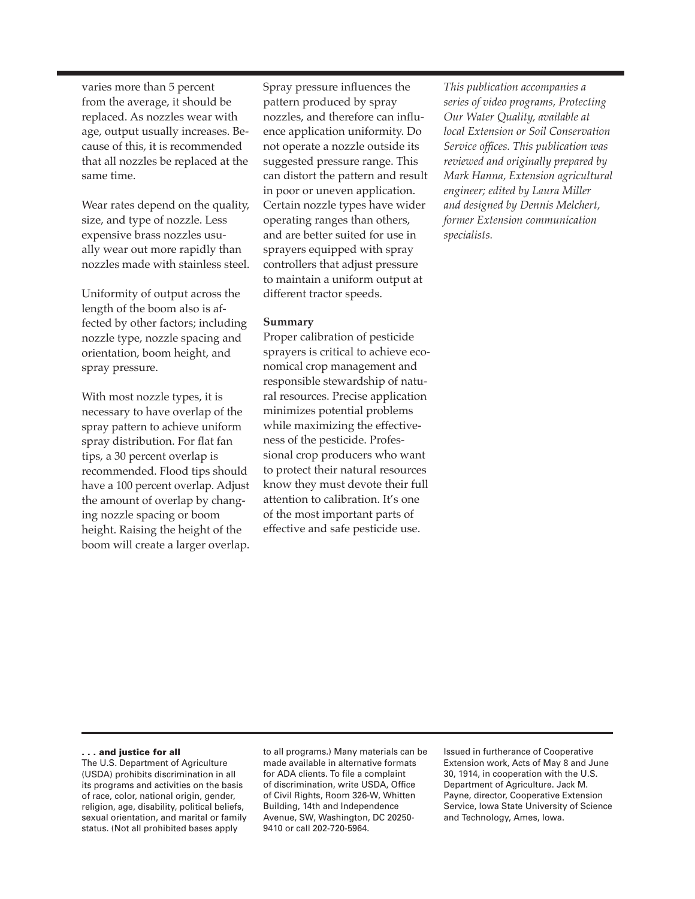varies more than 5 percent from the average, it should be replaced. As nozzles wear with age, output usually increases. Because of this, it is recommended that all nozzles be replaced at the same time.

Wear rates depend on the quality, size, and type of nozzle. Less expensive brass nozzles usually wear out more rapidly than nozzles made with stainless steel.

Uniformity of output across the length of the boom also is affected by other factors; including nozzle type, nozzle spacing and orientation, boom height, and spray pressure.

With most nozzle types, it is necessary to have overlap of the spray pattern to achieve uniform spray distribution. For flat fan tips, a 30 percent overlap is recommended. Flood tips should have a 100 percent overlap. Adjust the amount of overlap by changing nozzle spacing or boom height. Raising the height of the boom will create a larger overlap.

Spray pressure influences the pattern produced by spray nozzles, and therefore can influence application uniformity. Do not operate a nozzle outside its suggested pressure range. This can distort the pattern and result in poor or uneven application. Certain nozzle types have wider operating ranges than others, and are better suited for use in sprayers equipped with spray controllers that adjust pressure to maintain a uniform output at different tractor speeds.

**Summary**

Proper calibration of pesticide sprayers is critical to achieve economical crop management and responsible stewardship of natural resources. Precise application minimizes potential problems while maximizing the effectiveness of the pesticide. Professional crop producers who want to protect their natural resources know they must devote their full attention to calibration. It's one of the most important parts of effective and safe pesticide use.

*This publication accompanies a series of video programs, Protecting Our Water Quality, available at local Extension or Soil Conservation Service offices. This publication was reviewed and originally prepared by Mark Hanna, Extension agricultural engineer; edited by Laura Miller and designed by Dennis Melchert, former Extension communication specialists.*

**. . . and justice for all**

The U.S. Department of Agriculture (USDA) prohibits discrimination in all its programs and activities on the basis of race, color, national origin, gender, religion, age, disability, political beliefs, sexual orientation, and marital or family status. (Not all prohibited bases apply to all programs.) Many materials can be made available in alternative formats for ADA clients. To file a complaint of discrimination, write USDA, Office of Civil Rights, Room 326-W, Whitten Building, 14th and Independence Avenue, SW, Washington, DC 20250-9410 or call 202-720-5964.

Issued in furtherance of Cooperative Extension work, Acts of May 8 and June 30, 1914, in cooperation with the U.S. Department of Agriculture. Jack M. Payne, director, Cooperative Extension Service, Iowa State University of Science and Technology, Ames, Iowa.